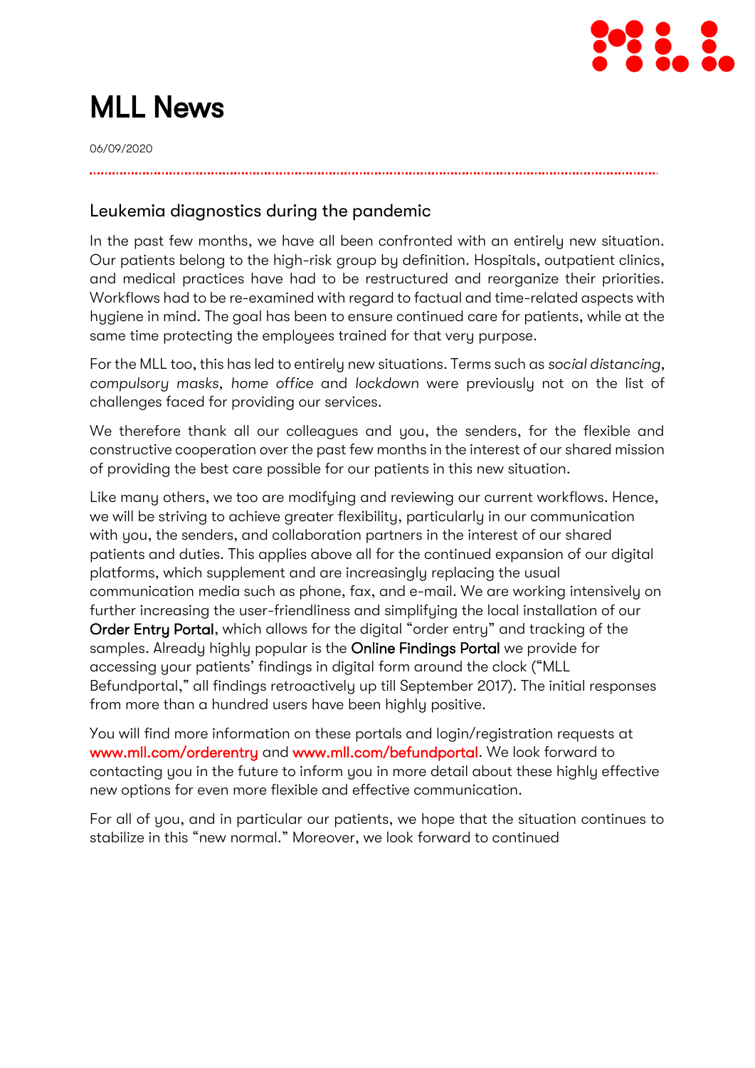# MLL News

06/09/2020

## Leukemia diagnostics during the pandemic

In the past few months, we have all been confronted with an entirely new situation. Our patients belong to the high-risk group by definition. Hospitals, outpatient clinics, and medical practices have had to be restructured and reorganize their priorities. Workflows had to be re-examined with regard to factual and time-related aspects with hygiene in mind. The goal has been to ensure continued care for patients, while at the same time protecting the employees trained for that very purpose.

For the MLL too, this has led to entirely new situations. Terms such as *social distancing*, *compulsory masks*, *home office* and *lockdown* were previously not on the list of challenges faced for providing our services.

We therefore thank all our colleagues and you, the senders, for the flexible and constructive cooperation over the past few months in the interest of our shared mission of providing the best care possible for our patients in this new situation.

Like many others, we too are modifying and reviewing our current workflows. Hence, we will be striving to achieve greater flexibility, particularly in our communication with you, the senders, and collaboration partners in the interest of our shared patients and duties. This applies above all for the continued expansion of our digital platforms, which supplement and are increasingly replacing the usual communication media such as phone, fax, and e-mail. We are working intensively on further increasing the user-friendliness and simplifying the local installation of our **Order Entry Portal**, which allows for the digital "order entry" and tracking of the samples. Already highly popular is the **Online Findings Portal** we provide for accessing your patients' findings in digital form around the clock ("MLL Befundportal," all findings retroactively up till September 2017). The initial responses from more than a hundred users have been highly positive.

You will find more information on these portals and login/registration requests at www.mll.com/orderentry and www.mll.com/befundportal. We look forward to contacting you in the future to inform you in more detail about these highly effective new options for even more flexible and effective communication.

For all of you, and in particular our patients, we hope that the situation continues to stabilize in this "new normal." Moreover, we look forward to continued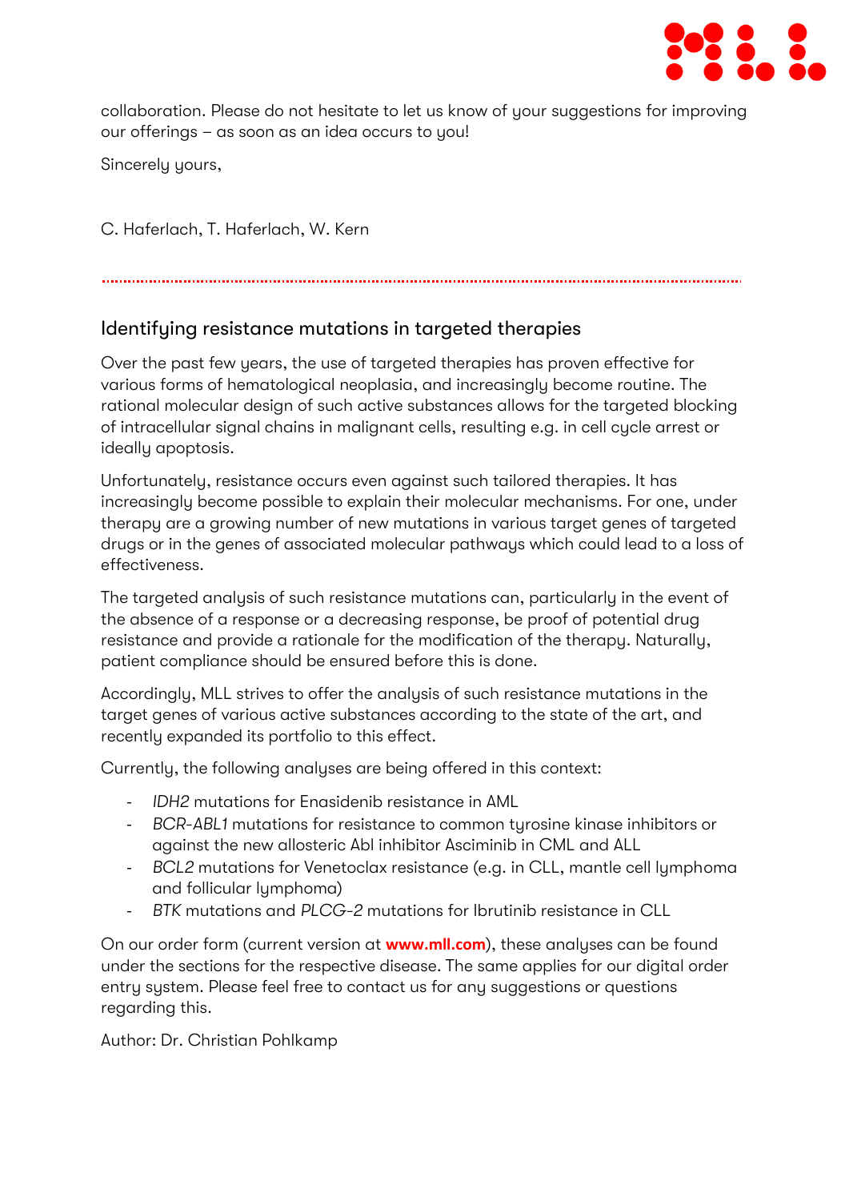collaboration. Please do not hesitate to let us know of your suggestions for improving our offerings – as soon as an idea occurs to you!

Sincerely yours,

C. Haferlach, T. Haferlach, W. Kern

---

## Identifying resistance mutations in targeted therapies

Over the past few years, the use of targeted therapies has proven effective for various forms of hematological neoplasia, and increasingly become routine. The rational molecular design of such active substances allows for the targeted blocking of intracellular signal chains in malignant cells, resulting e.g. in cell cycle arrest or ideally apoptosis.

Unfortunately, resistance occurs even against such tailored therapies. It has increasingly become possible to explain their molecular mechanisms. For one, under therapy are a growing number of new mutations in various target genes of targeted drugs or in the genes of associated molecular pathways which could lead to a loss of effectiveness.

The targeted analysis of such resistance mutations can, particularly in the event of the absence of a response or a decreasing response, be proof of potential drug resistance and provide a rationale for the modification of the therapy. Naturally, patient compliance should be ensured before this is done.

Accordingly, MLL strives to offer the analysis of such resistance mutations in the target genes of various active substances according to the state of the art, and recently expanded its portfolio to this effect.

Currently, the following analyses are being offered in this context:

- *IDH2* mutations for Enasidenib resistance in AML
- *BCR-ABL1* mutations for resistance to common tyrosine kinase inhibitors or against the new allosteric Abl inhibitor Asciminib in CML and ALL
- *BCL2* mutations for Venetoclax resistance (e.g. in CLL, mantle cell lymphoma and follicular lymphoma)
- *BTK* mutations and *PLCG-2* mutations for Ibrutinib resistance in CLL

On our order form (current version at **www.mll.com**), these analyses can be found under the sections for the respective disease. The same applies for our digital order entry system. Please feel free to contact us for any suggestions or questions regarding this.

Author: Dr. Christian Pohlkamp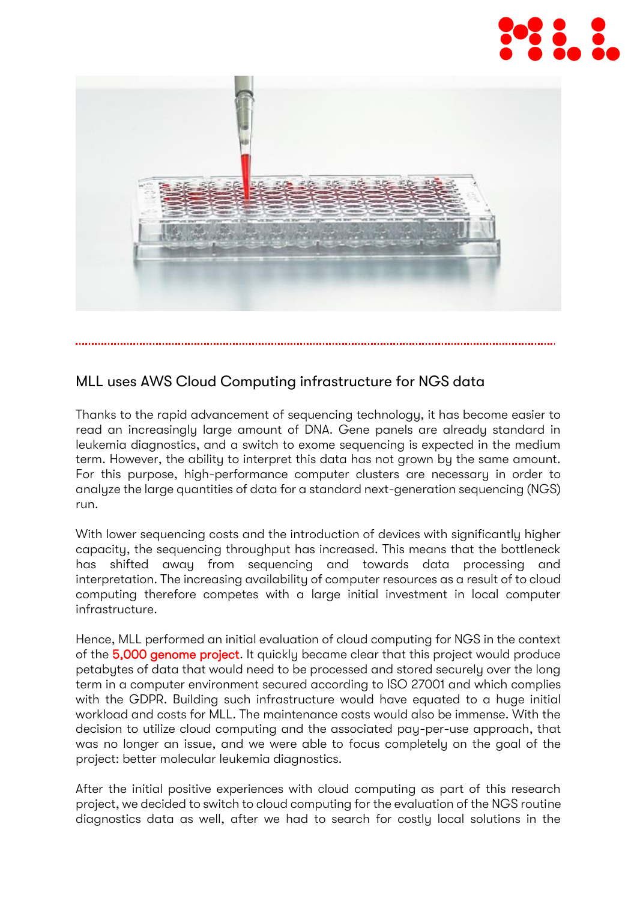## MLL uses AWS Cloud Computing infrastructure for NGS data

Thanks to the rapid advancement of sequencing technology, it has become easier to read an increasingly large amount of DNA. Gene panels are already standard in leukemia diagnostics, and a switch to exome sequencing is expected in the medium term. However, the ability to interpret this data has not grown by the same amount. For this purpose, high-performance computer clusters are necessary in order to analyze the large quantities of data for a standard next-generation sequencing (NGS) run.

With lower sequencing costs and the introduction of devices with significantly higher capacity, the sequencing throughput has increased. This means that the bottleneck has shifted away from sequencing and towards data processing and interpretation. The increasing availability of computer resources as a result of to cloud computing therefore competes with a large initial investment in local computer infrastructure.

Hence, MLL performed an initial evaluation of cloud computing for NGS in the context of the 5,000 genome project. It quickly became clear that this project would produce petabytes of data that would need to be processed and stored securely over the long term in a computer environment secured according to ISO 27001 and which complies with the GDPR. Building such infrastructure would have equated to a huge initial workload and costs for MLL. The maintenance costs would also be immense. With the decision to utilize cloud computing and the associated pay-per-use approach, that was no longer an issue, and we were able to focus completely on the goal of the project: better molecular leukemia diagnostics.

After the initial positive experiences with cloud computing as part of this research project, we decided to switch to cloud computing for the evaluation of the NGS routine diagnostics data as well, after we had to search for costly local solutions in the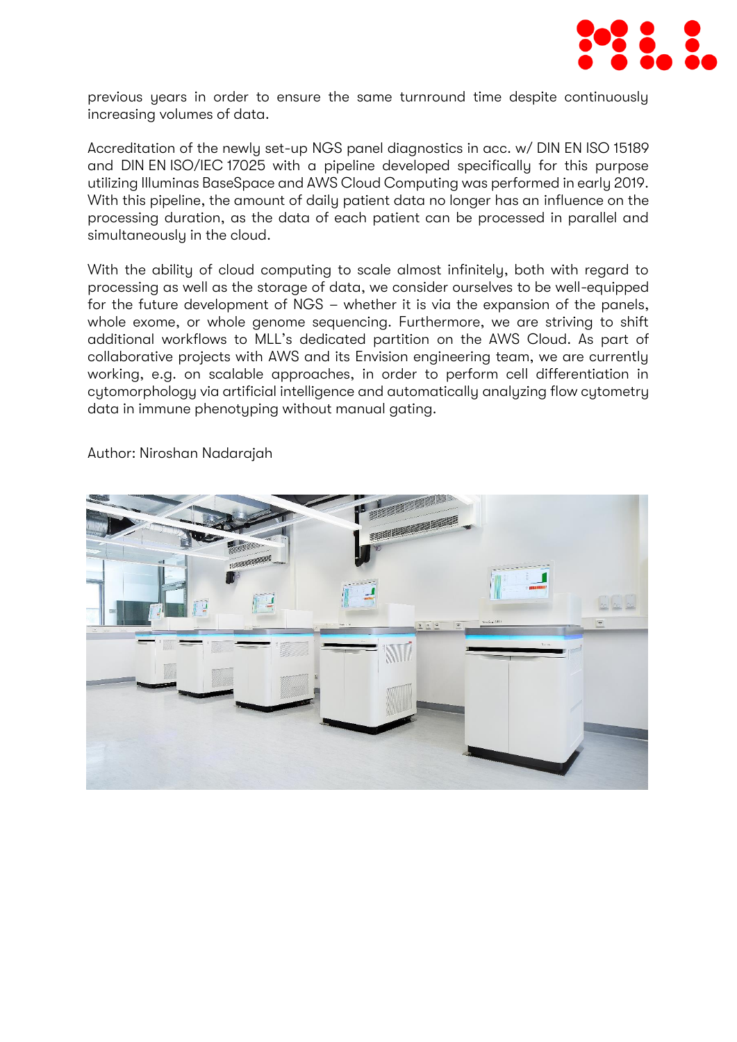previous years in order to ensure the same turnround time despite continuously increasing volumes of data.

Accreditation of the newly set-up NGS panel diagnostics in acc. w/ DIN EN ISO 15189 and DIN EN ISO/IEC 17025 with a pipeline developed specifically for this purpose utilizing Illuminas BaseSpace and AWS Cloud Computing was performed in early 2019. With this pipeline, the amount of daily patient data no longer has an influence on the processing duration, as the data of each patient can be processed in parallel and simultaneously in the cloud.

With the ability of cloud computing to scale almost infinitely, both with regard to processing as well as the storage of data, we consider ourselves to be well-equipped for the future development of NGS – whether it is via the expansion of the panels, whole exome, or whole genome sequencing. Furthermore, we are striving to shift additional workflows to MLL's dedicated partition on the AWS Cloud. As part of collaborative projects with AWS and its Envision engineering team, we are currently working, e.g. on scalable approaches, in order to perform cell differentiation in cytomorphology via artificial intelligence and automatically analyzing flow cytometry data in immune phenotyping without manual gating.

Author: Niroshan Nadarajah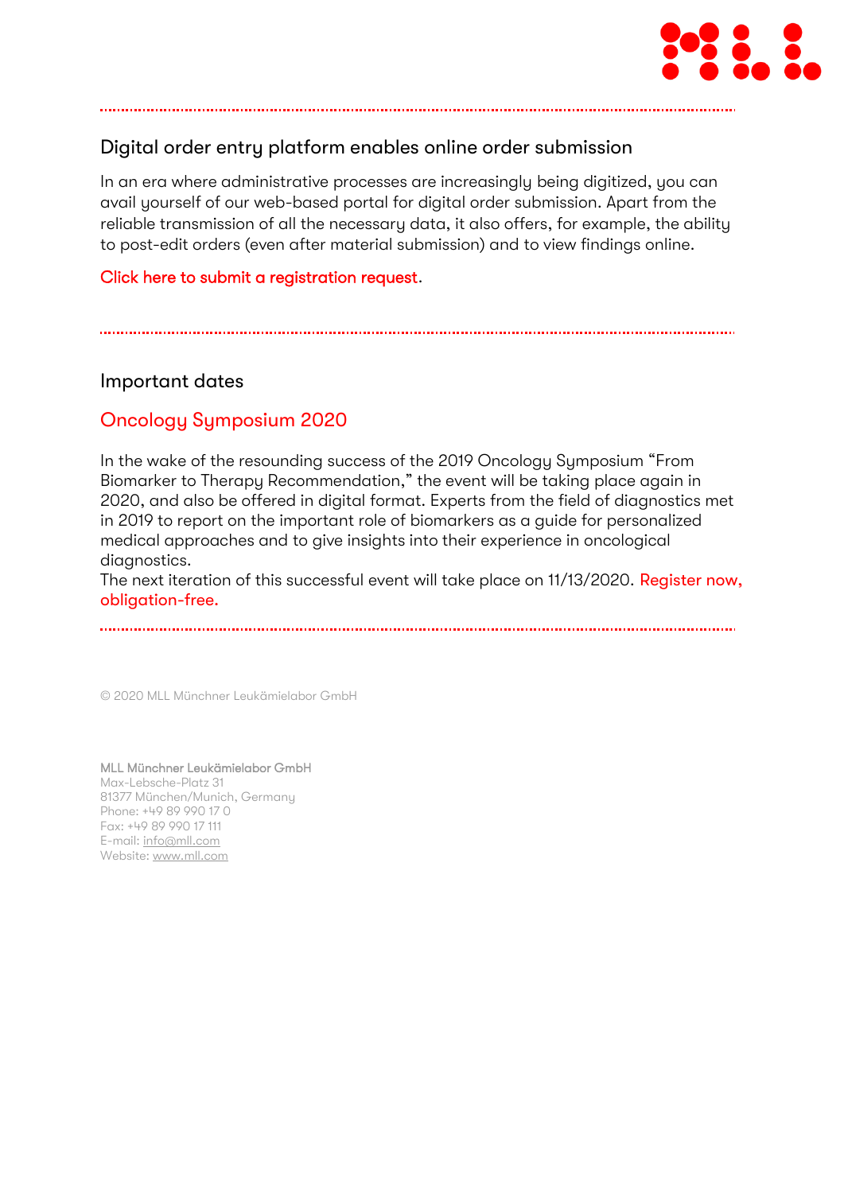## Digital order entry platform enables online order submission

In an era where administrative processes are increasingly being digitized, you can avail yourself of our web-based portal for digital order submission. Apart from the reliable transmission of all the necessary data, it also offers, for example, the ability to post-edit orders (even after material submission) and to view findings online.

Click here to submit a registration request.

## Important dates

### Oncology Symposium 2020

In the wake of the resounding success of the 2019 Oncology Symposium "From Biomarker to Therapy Recommendation," the event will be taking place again in 2020, and also be offered in digital format. Experts from the field of diagnostics met in 2019 to report on the important role of biomarkers as a guide for personalized medical approaches and to give insights into their experience in oncological diagnostics.
The next iteration of this successful event will take place on 11/13/2020. Register now, obligation-free.

© 2020 MLL Münchner Leukämielabor GmbH

MLL Münchner Leukämielabor GmbH
Max-Lebsche-Platz 31
81377 München/Munich, Germany
Phone: +49 89 990 17 0
Fax: +49 89 990 17 111
E-mail: info@mll.com
Website: www.mll.com